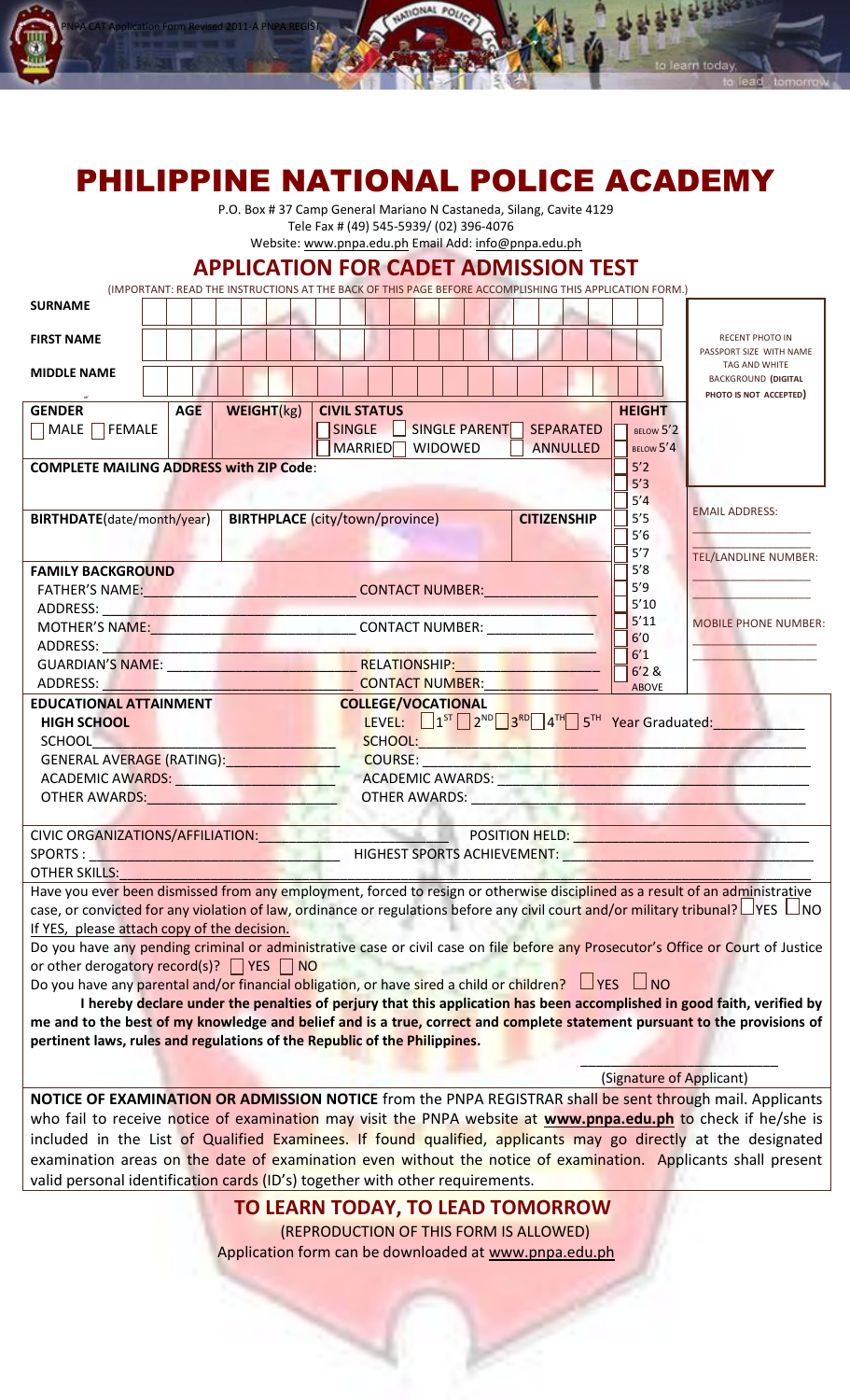# PHILIPPINE NATIONAL POLICE ACADEMY

P.O. Box # 37 Camp General Mariano N Castaneda, Silang, Cavite 4129
Tele Fax # (49) 545-5939/ (02) 396-4076
Website: www.pnpa.edu.ph Email Add: info@pnpa.edu.ph

## APPLICATION FOR CADET ADMISSION TEST

(IMPORTANT: READ THE INSTRUCTIONS AT THE BACK OF THIS PAGE BEFORE ACCOMPLISHING THIS APPLICATION FORM.)

**SURNAME**

**FIRST NAME**

**MIDDLE NAME**

RECENT PHOTO IN PASSPORT SIZE WITH NAME TAG AND WHITE BACKGROUND **(DIGITAL PHOTO IS NOT ACCEPTED)**

**GENDER** ☐ MALE ☐ FEMALE

**AGE**

**WEIGHT**(kg)

**CIVIL STATUS** ☐ SINGLE ☐ SINGLE PARENT ☐ SEPARATED ☐ MARRIED ☐ WIDOWED ☐ ANNULLED

**HEIGHT** ☐ BELOW 5'2 ☐ BELOW 5'4 ☐ 5'2 ☐ 5'3 ☐ 5'4 ☐ 5'5 ☐ 5'6 ☐ 5'7 ☐ 5'8 ☐ 5'9 ☐ 5'10 ☐ 5'11 ☐ 6'0 ☐ 6'1 ☐ 6'2 & ABOVE

**COMPLETE MAILING ADDRESS with ZIP Code**:

**BIRTHDATE**(date/month/year)

**BIRTHPLACE (city/town/province)**

**CITIZENSHIP**

EMAIL ADDRESS: ____________________

TEL/LANDLINE NUMBER: ____________________

MOBILE PHONE NUMBER: ____________________

**FAMILY BACKGROUND**

FATHER'S NAME: ____________________ CONTACT NUMBER: ____________________
ADDRESS: ____________________
MOTHER'S NAME: ____________________ CONTACT NUMBER: ____________________
ADDRESS: ____________________
GUARDIAN'S NAME: ____________________ RELATIONSHIP: ____________________
ADDRESS: ____________________ CONTACT NUMBER: ____________________

**EDUCATIONAL ATTAINMENT**

**HIGH SCHOOL**
SCHOOL ____________________
GENERAL AVERAGE (RATING): ____________________
ACADEMIC AWARDS: ____________________
OTHER AWARDS: ____________________

**COLLEGE/VOCATIONAL**
LEVEL: ☐ 1ST ☐ 2ND ☐ 3RD ☐ 4TH ☐ 5TH Year Graduated: ____________________
SCHOOL: ____________________
COURSE: ____________________
ACADEMIC AWARDS: ____________________
OTHER AWARDS: ____________________

CIVIC ORGANIZATIONS/AFFILIATION: ____________________ POSITION HELD: ____________________
SPORTS : ____________________ HIGHEST SPORTS ACHIEVEMENT: ____________________
OTHER SKILLS: ____________________

Have you ever been dismissed from any employment, forced to resign or otherwise disciplined as a result of an administrative case, or convicted for any violation of law, ordinance or regulations before any civil court and/or military tribunal? ☐ YES ☐ NO
If YES, please attach copy of the decision.

Do you have any pending criminal or administrative case or civil case on file before any Prosecutor's Office or Court of Justice or other derogatory record(s)? ☐ YES ☐ NO

Do you have any parental and/or financial obligation, or have sired a child or children? ☐ YES ☐ NO

**I hereby declare under the penalties of perjury that this application has been accomplished in good faith, verified by me and to the best of my knowledge and belief and is a true, correct and complete statement pursuant to the provisions of pertinent laws, rules and regulations of the Republic of the Philippines.**

____________________
(Signature of Applicant)

**NOTICE OF EXAMINATION OR ADMISSION NOTICE** from the PNPA REGISTRAR shall be sent through mail. Applicants who fail to receive notice of examination may visit the PNPA website at **www.pnpa.edu.ph** to check if he/she is included in the List of Qualified Examinees. If found qualified, applicants may go directly at the designated examination areas on the date of examination even without the notice of examination. Applicants shall present valid personal identification cards (ID's) together with other requirements.

## TO LEARN TODAY, TO LEAD TOMORROW

(REPRODUCTION OF THIS FORM IS ALLOWED)
Application form can be downloaded at www.pnpa.edu.ph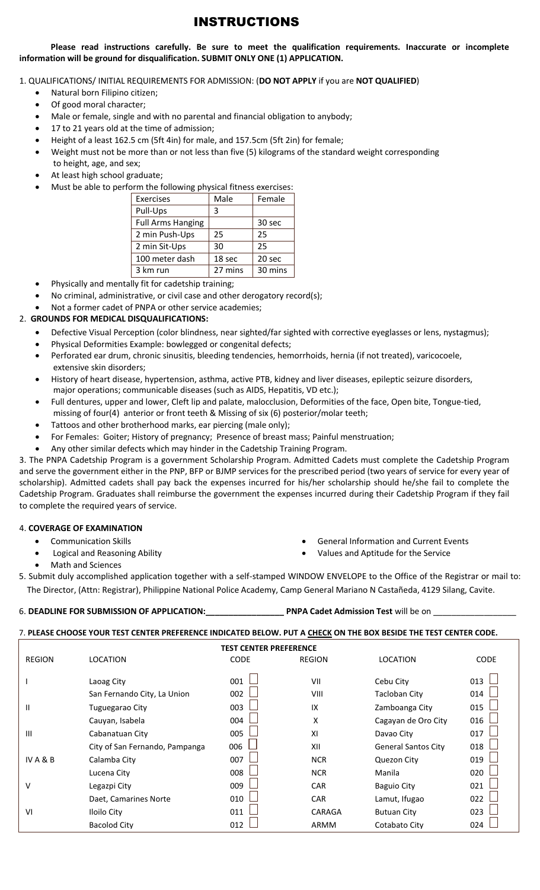# INSTRUCTIONS

**Please read instructions carefully. Be sure to meet the qualification requirements. Inaccurate or incomplete information will be ground for disqualification. SUBMIT ONLY ONE (1) APPLICATION.**

1. QUALIFICATIONS/ INITIAL REQUIREMENTS FOR ADMISSION: (**DO NOT APPLY** if you are **NOT QUALIFIED**)
   - Natural born Filipino citizen;
   - Of good moral character;
   - Male or female, single and with no parental and financial obligation to anybody;
   - 17 to 21 years old at the time of admission;
   - Height of a least 162.5 cm (5ft 4in) for male, and 157.5cm (5ft 2in) for female;
   - Weight must not be more than or not less than five (5) kilograms of the standard weight corresponding to height, age, and sex;
   - At least high school graduate;
   - Must be able to perform the following physical fitness exercises:

| Exercises | Male | Female |
|---|---|---|
| Pull-Ups | 3 | |
| Full Arms Hanging | | 30 sec |
| 2 min Push-Ups | 25 | 25 |
| 2 min Sit-Ups | 30 | 25 |
| 100 meter dash | 18 sec | 20 sec |
| 3 km run | 27 mins | 30 mins |

   - Physically and mentally fit for cadetship training;
   - No criminal, administrative, or civil case and other derogatory record(s);
   - Not a former cadet of PNPA or other service academies;

2. **GROUNDS FOR MEDICAL DISQUALIFICATIONS:**
   - Defective Visual Perception (color blindness, near sighted/far sighted with corrective eyeglasses or lens, nystagmus);
   - Physical Deformities Example: bowlegged or congenital defects;
   - Perforated ear drum, chronic sinusitis, bleeding tendencies, hemorrhoids, hernia (if not treated), varicocoele, extensive skin disorders;
   - History of heart disease, hypertension, asthma, active PTB, kidney and liver diseases, epileptic seizure disorders, major operations; communicable diseases (such as AIDS, Hepatitis, VD etc.);
   - Full dentures, upper and lower, Cleft lip and palate, malocclusion, Deformities of the face, Open bite, Tongue-tied, missing of four(4) anterior or front teeth & Missing of six (6) posterior/molar teeth;
   - Tattoos and other brotherhood marks, ear piercing (male only);
   - For Females: Goiter; History of pregnancy; Presence of breast mass; Painful menstruation;
   - Any other similar defects which may hinder in the Cadetship Training Program.

3. The PNPA Cadetship Program is a government Scholarship Program. Admitted Cadets must complete the Cadetship Program and serve the government either in the PNP, BFP or BJMP services for the prescribed period (two years of service for every year of scholarship). Admitted cadets shall pay back the expenses incurred for his/her scholarship should he/she fail to complete the Cadetship Program. Graduates shall reimburse the government the expenses incurred during their Cadetship Program if they fail to complete the required years of service.

4. **COVERAGE OF EXAMINATION**
   - Communication Skills
   - Logical and Reasoning Ability
   - Math and Sciences
   - General Information and Current Events
   - Values and Aptitude for the Service

5. Submit duly accomplished application together with a self-stamped WINDOW ENVELOPE to the Office of the Registrar or mail to: The Director, (Attn: Registrar), Philippine National Police Academy, Camp General Mariano N Castañeda, 4129 Silang, Cavite.

6. **DEADLINE FOR SUBMISSION OF APPLICATION:**_________________ **PNPA Cadet Admission Test** will be on __________________

7. **PLEASE CHOOSE YOUR TEST CENTER PREFERENCE INDICATED BELOW. PUT A CHECK ON THE BOX BESIDE THE TEST CENTER CODE.**

**TEST CENTER PREFERENCE**

| REGION | LOCATION | CODE | REGION | LOCATION | CODE |
|---|---|---|---|---|---|
| I | Laoag City | 001 ☐ | VII | Cebu City | 013 ☐ |
| | San Fernando City, La Union | 002 ☐ | VIII | Tacloban City | 014 ☐ |
| II | Tuguegarao City | 003 ☐ | IX | Zamboanga City | 015 ☐ |
| | Cauyan, Isabela | 004 ☐ | X | Cagayan de Oro City | 016 ☐ |
| III | Cabanatuan City | 005 ☐ | XI | Davao City | 017 ☐ |
| | City of San Fernando, Pampanga | 006 ☐ | XII | General Santos City | 018 ☐ |
| IV A & B | Calamba City | 007 ☐ | NCR | Quezon City | 019 ☐ |
| | Lucena City | 008 ☐ | NCR | Manila | 020 ☐ |
| V | Legazpi City | 009 ☐ | CAR | Baguio City | 021 ☐ |
| | Daet, Camarines Norte | 010 ☐ | CAR | Lamut, Ifugao | 022 ☐ |
| VI | Iloilo City | 011 ☐ | CARAGA | Butuan City | 023 ☐ |
| | Bacolod City | 012 ☐ | ARMM | Cotabato City | 024 ☐ |